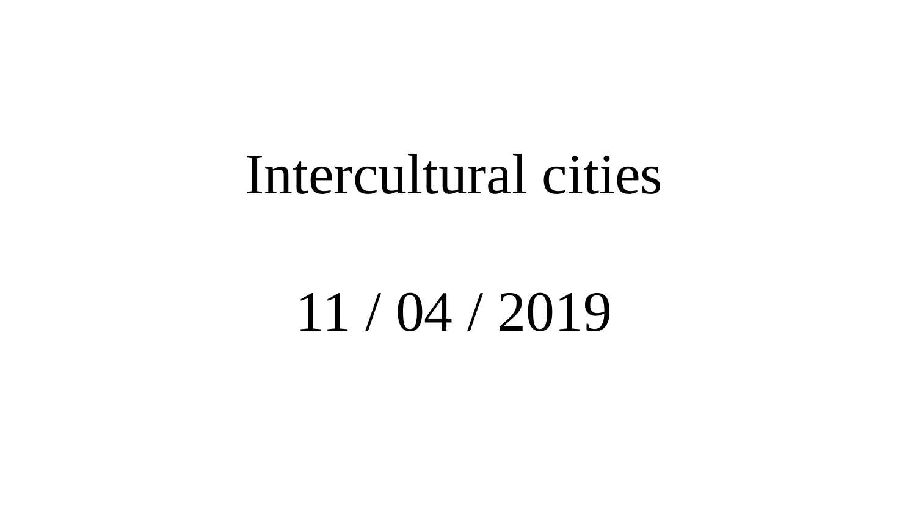# Intercultural cities

11 / 04 / 2019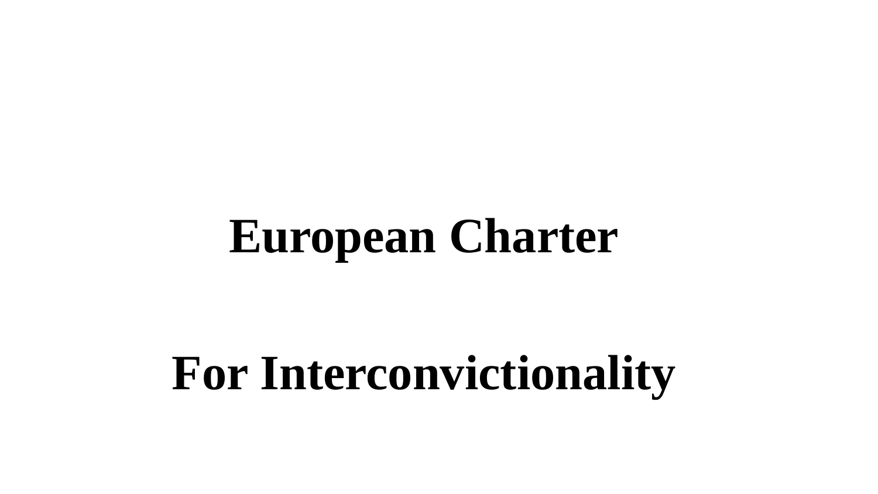# European Charter

# For Interconvictionality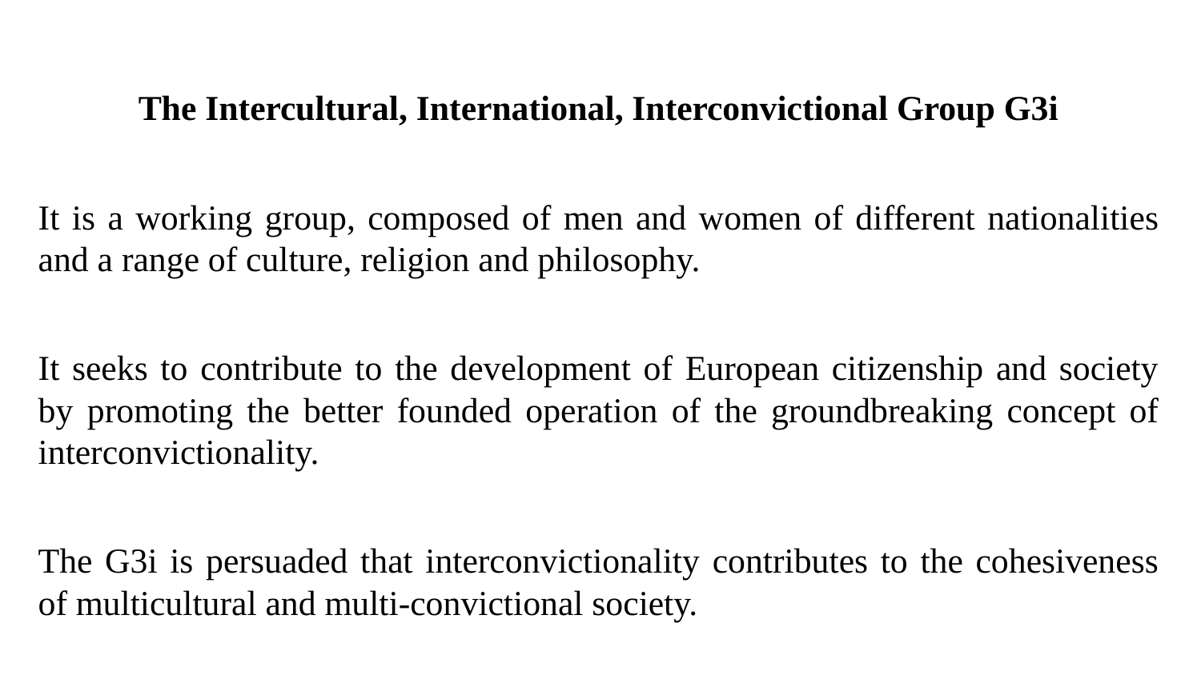## The Intercultural, International, Interconvictional Group G3i

It is a working group, composed of men and women of different nationalities and a range of culture, religion and philosophy.

It seeks to contribute to the development of European citizenship and society by promoting the better founded operation of the groundbreaking concept of interconvictionality.

The G3i is persuaded that interconvictionality contributes to the cohesiveness of multicultural and multi-convictional society.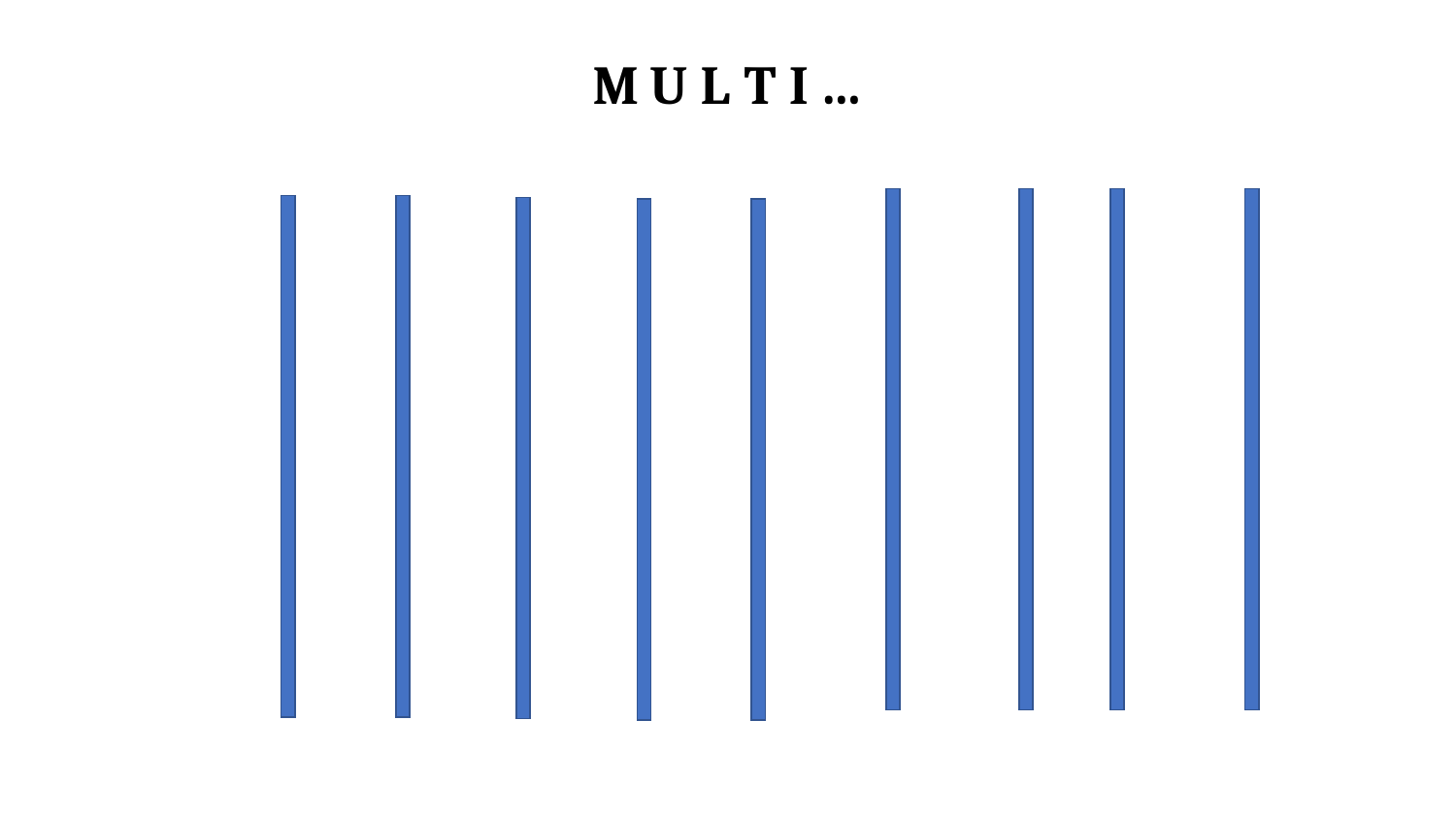# M U L T I …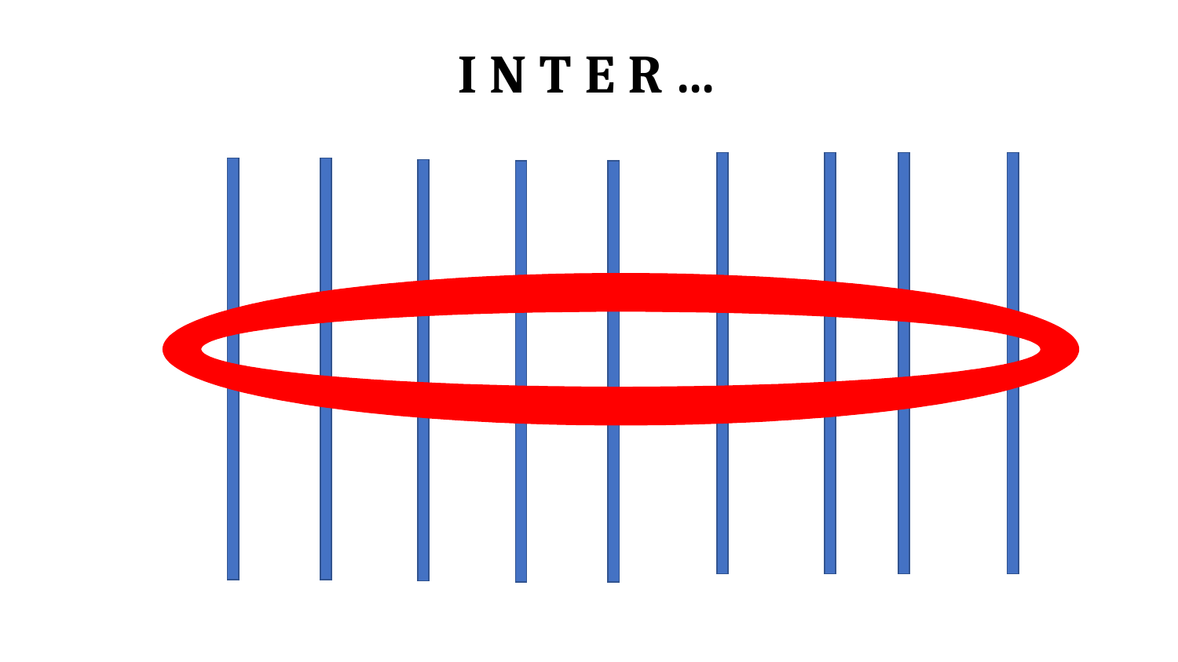# I N T E R …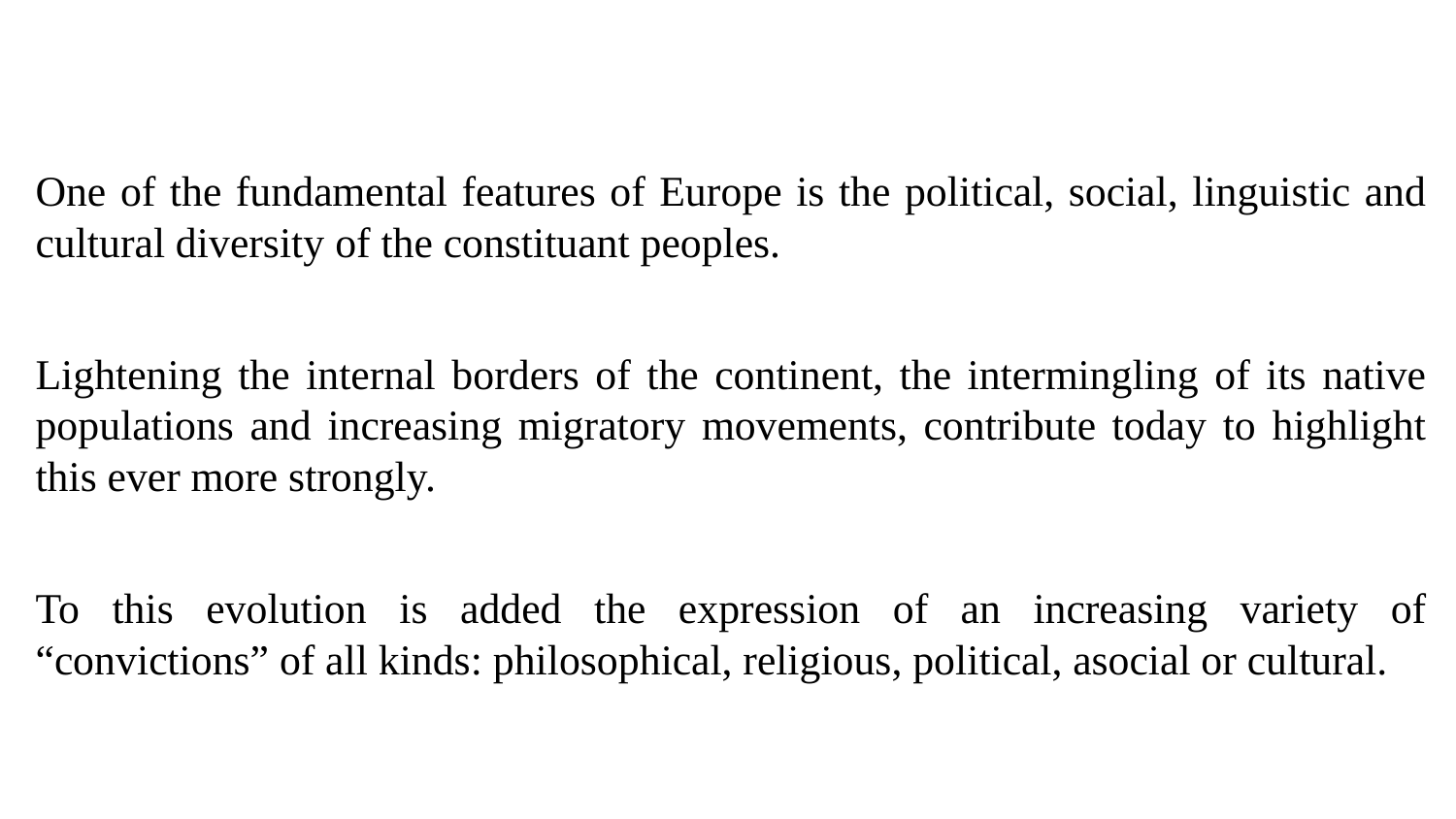One of the fundamental features of Europe is the political, social, linguistic and cultural diversity of the constituant peoples.

Lightening the internal borders of the continent, the intermingling of its native populations and increasing migratory movements, contribute today to highlight this ever more strongly.

To this evolution is added the expression of an increasing variety of “convictions” of all kinds: philosophical, religious, political, asocial or cultural.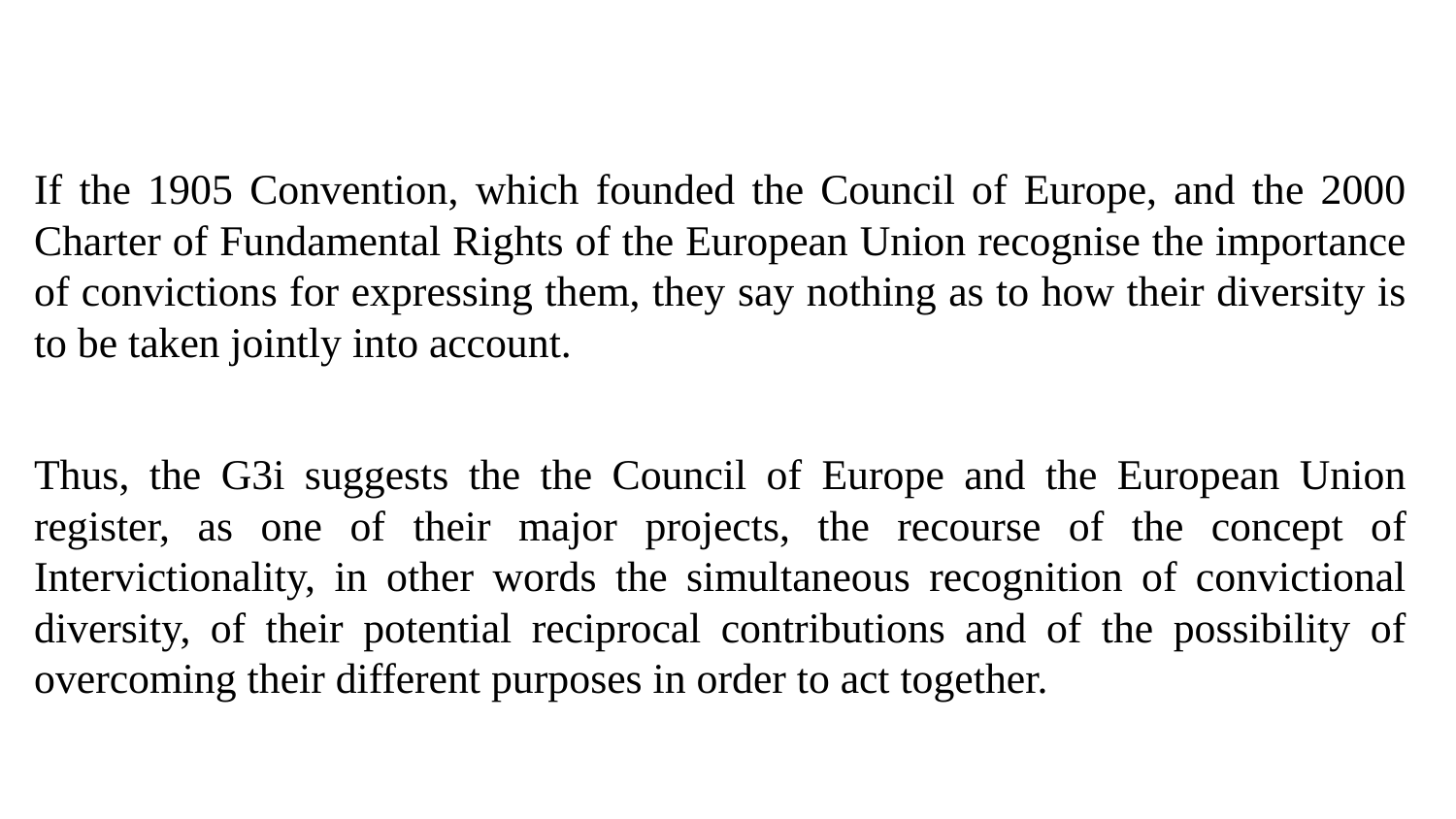If the 1905 Convention, which founded the Council of Europe, and the 2000 Charter of Fundamental Rights of the European Union recognise the importance of convictions for expressing them, they say nothing as to how their diversity is to be taken jointly into account.

Thus, the G3i suggests the the Council of Europe and the European Union register, as one of their major projects, the recourse of the concept of Intervictionality, in other words the simultaneous recognition of convictional diversity, of their potential reciprocal contributions and of the possibility of overcoming their different purposes in order to act together.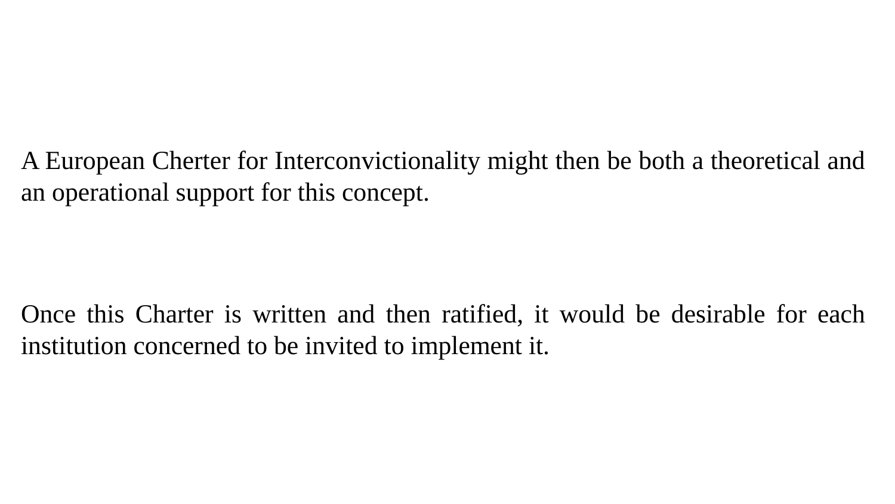A European Cherter for Interconvictionality might then be both a theoretical and an operational support for this concept.

Once this Charter is written and then ratified, it would be desirable for each institution concerned to be invited to implement it.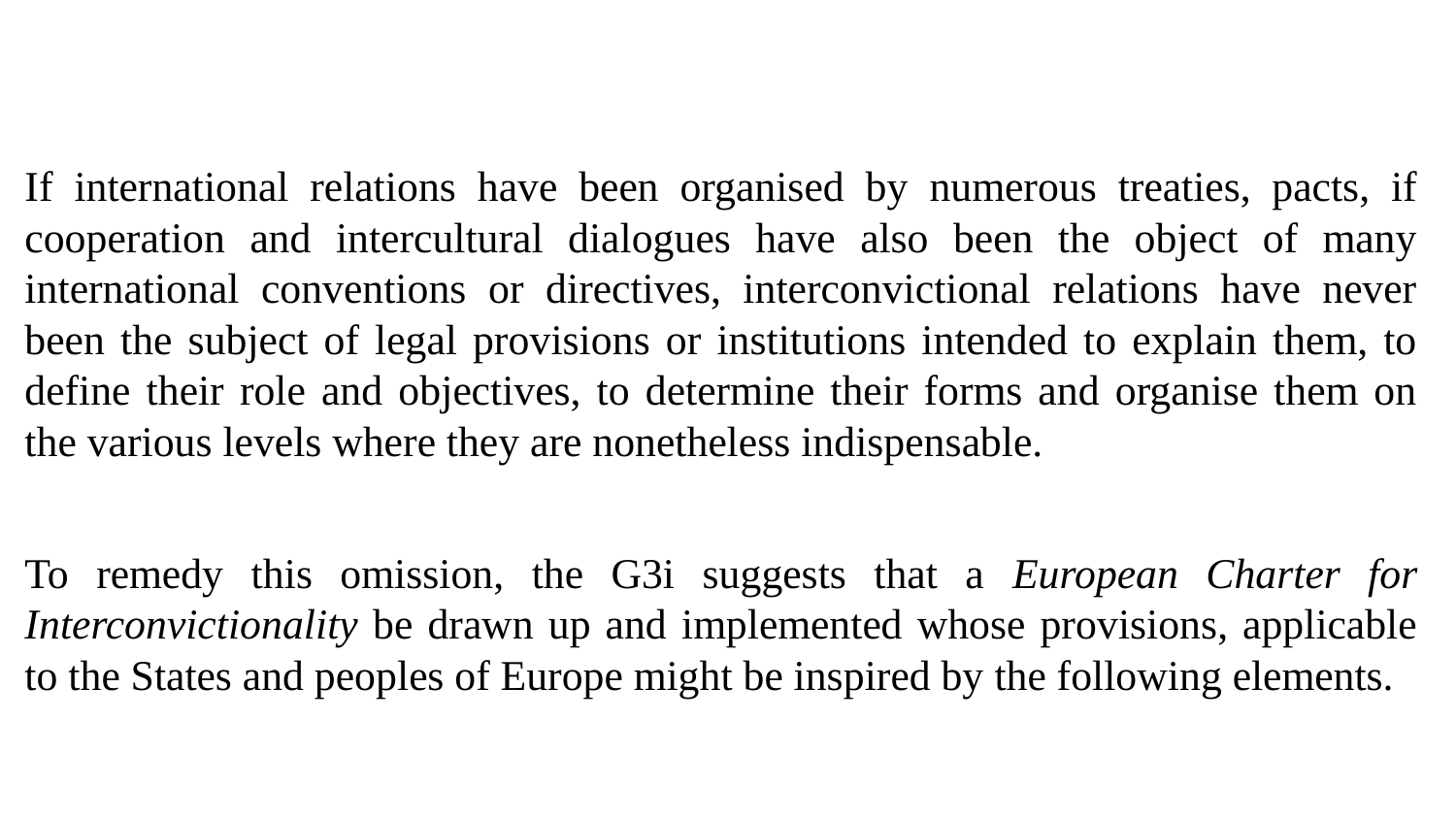If international relations have been organised by numerous treaties, pacts, if cooperation and intercultural dialogues have also been the object of many international conventions or directives, interconvictional relations have never been the subject of legal provisions or institutions intended to explain them, to define their role and objectives, to determine their forms and organise them on the various levels where they are nonetheless indispensable.

To remedy this omission, the G3i suggests that a *European Charter for Interconvictionality* be drawn up and implemented whose provisions, applicable to the States and peoples of Europe might be inspired by the following elements.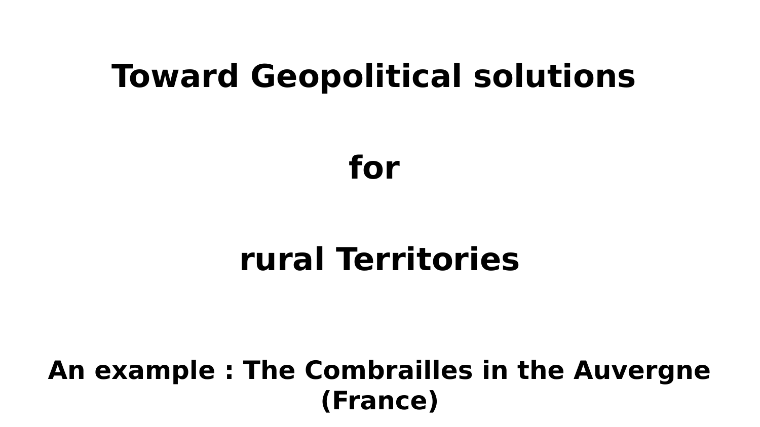# Toward Geopolitical solutions

# for

# rural Territories

## An example : The Combrailles in the Auvergne (France)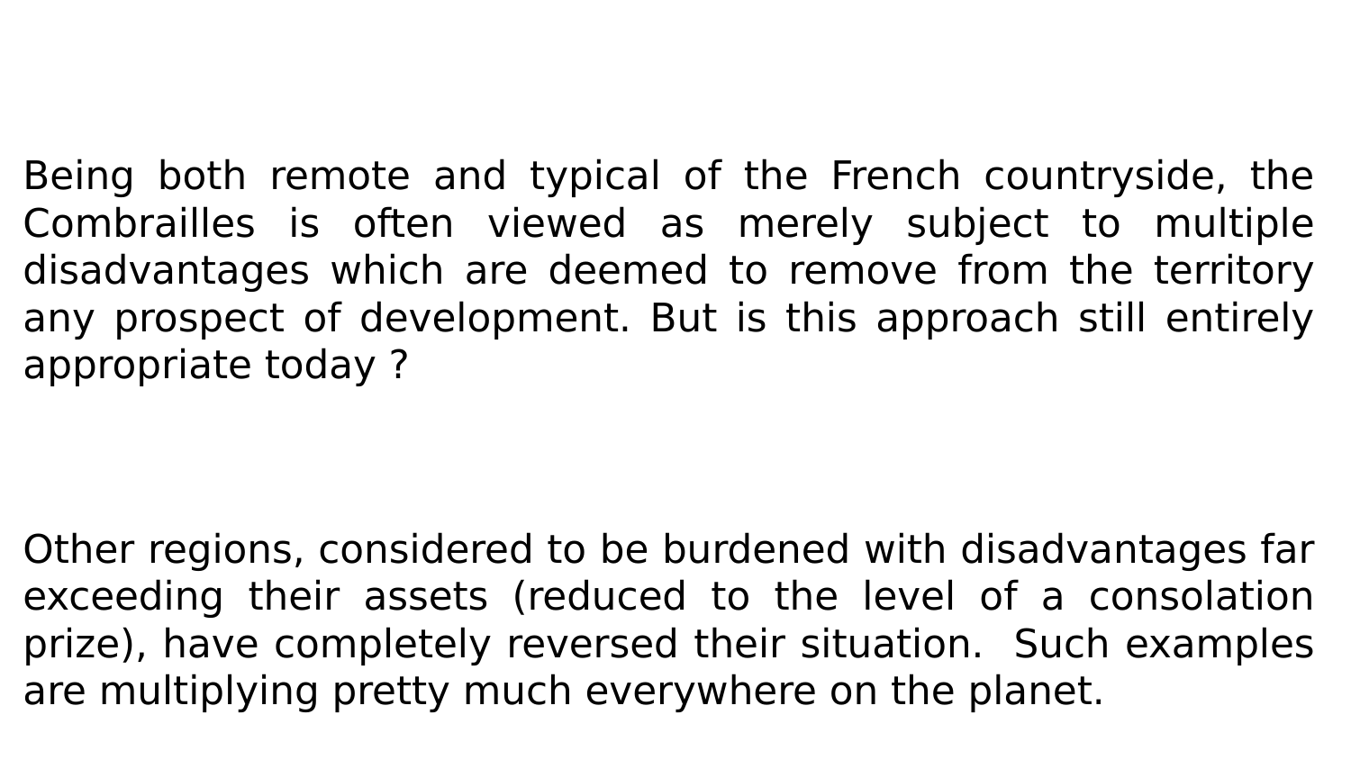Being both remote and typical of the French countryside, the Combrailles is often viewed as merely subject to multiple disadvantages which are deemed to remove from the territory any prospect of development. But is this approach still entirely appropriate today ?

Other regions, considered to be burdened with disadvantages far exceeding their assets (reduced to the level of a consolation prize), have completely reversed their situation.  Such examples are multiplying pretty much everywhere on the planet.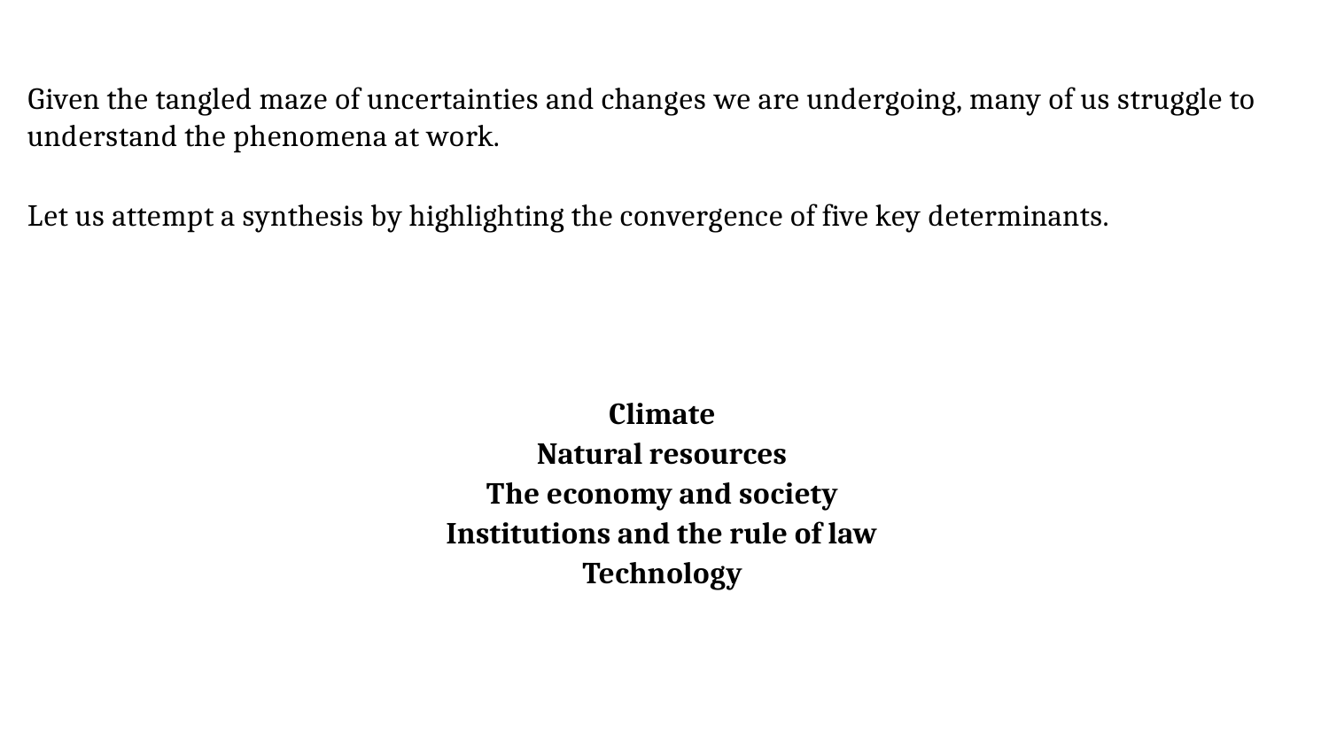Given the tangled maze of uncertainties and changes we are undergoing, many of us struggle to understand the phenomena at work.

Let us attempt a synthesis by highlighting the convergence of five key determinants.

**Climate**
**Natural resources**
**The economy and society**
**Institutions and the rule of law**
**Technology**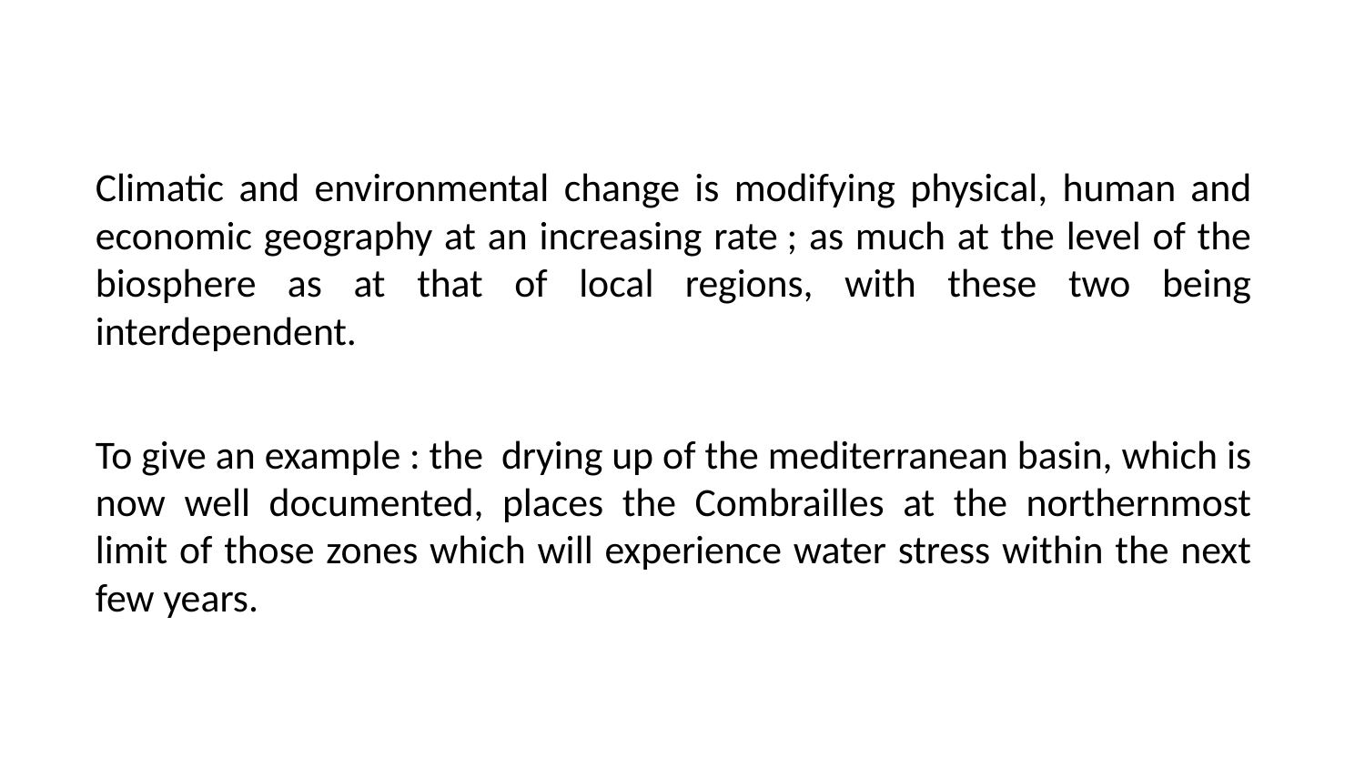Climatic and environmental change is modifying physical, human and economic geography at an increasing rate ; as much at the level of the biosphere as at that of local regions, with these two being interdependent.

To give an example : the drying up of the mediterranean basin, which is now well documented, places the Combrailles at the northernmost limit of those zones which will experience water stress within the next few years.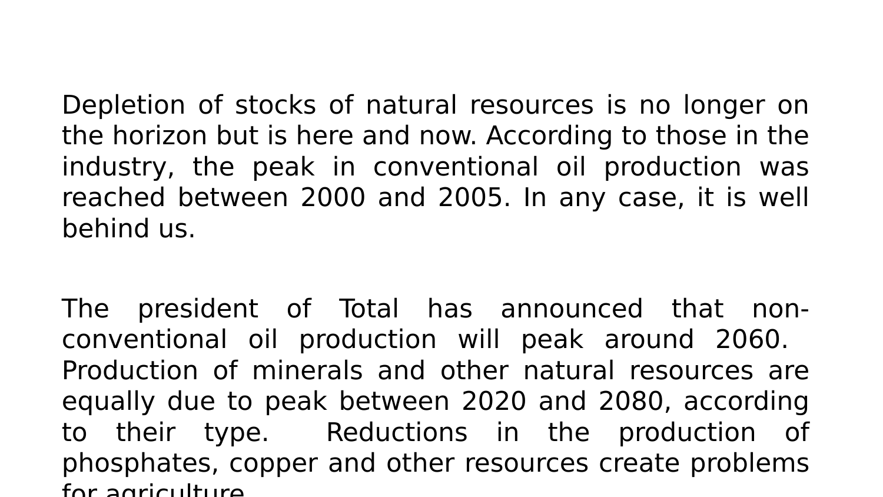Depletion of stocks of natural resources is no longer on the horizon but is here and now. According to those in the industry, the peak in conventional oil production was reached between 2000 and 2005. In any case, it is well behind us.

The president of Total has announced that non-conventional oil production will peak around 2060. Production of minerals and other natural resources are equally due to peak between 2020 and 2080, according to their type. Reductions in the production of phosphates, copper and other resources create problems for agriculture.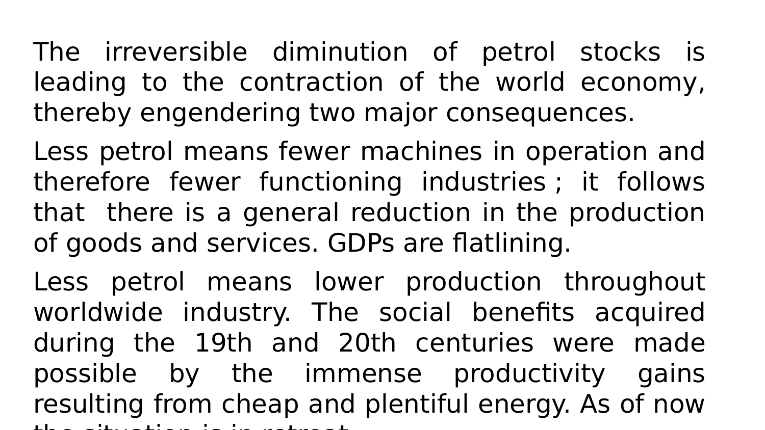The irreversible diminution of petrol stocks is leading to the contraction of the world economy, thereby engendering two major consequences.

Less petrol means fewer machines in operation and therefore fewer functioning industries ; it follows that there is a general reduction in the production of goods and services. GDPs are flatlining.

Less petrol means lower production throughout worldwide industry. The social benefits acquired during the 19th and 20th centuries were made possible by the immense productivity gains resulting from cheap and plentiful energy. As of now the situation is in retreat.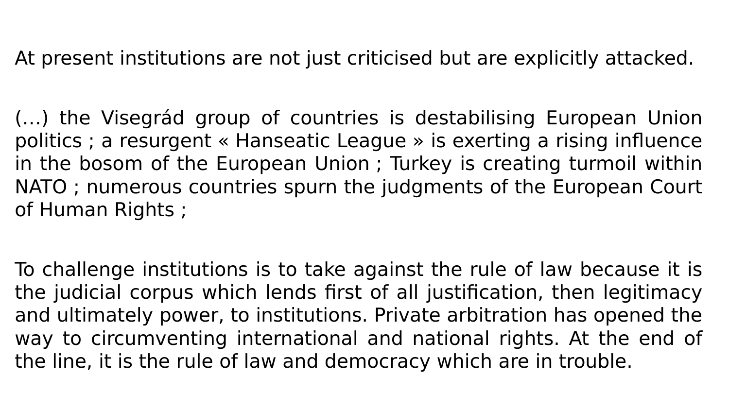At present institutions are not just criticised but are explicitly attacked.

(…) the Visegrád group of countries is destabilising European Union politics ; a resurgent « Hanseatic League » is exerting a rising influence in the bosom of the European Union ; Turkey is creating turmoil within NATO ; numerous countries spurn the judgments of the European Court of Human Rights ;

To challenge institutions is to take against the rule of law because it is the judicial corpus which lends first of all justification, then legitimacy and ultimately power, to institutions. Private arbitration has opened the way to circumventing international and national rights. At the end of the line, it is the rule of law and democracy which are in trouble.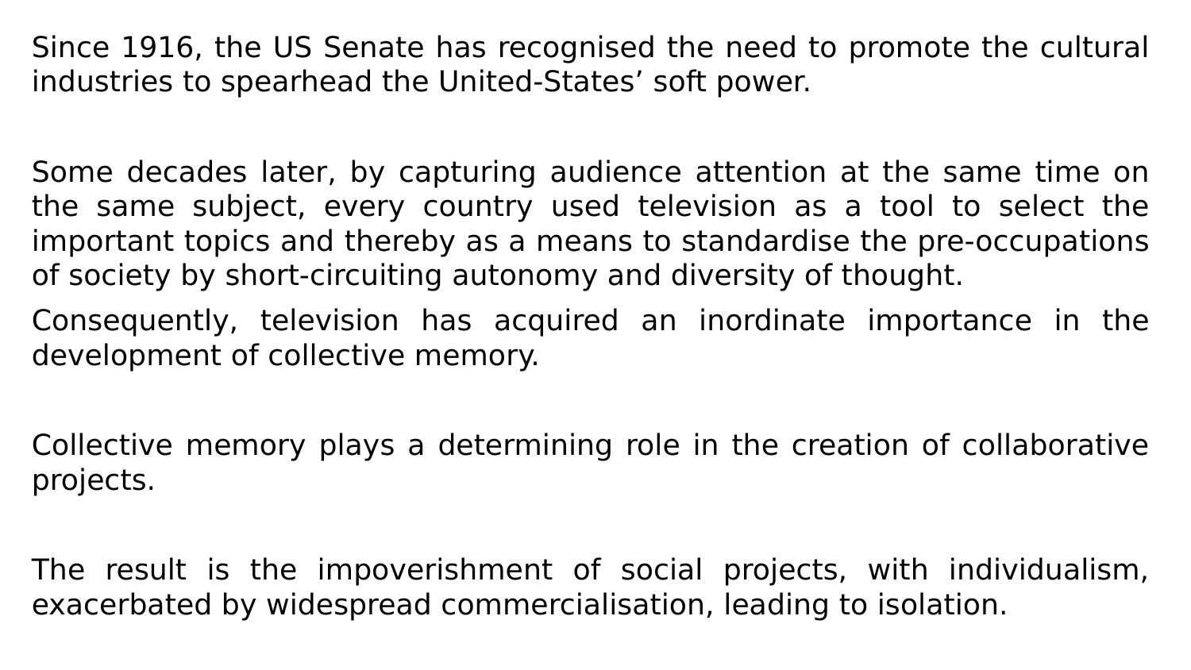Since 1916, the US Senate has recognised the need to promote the cultural industries to spearhead the United-States' soft power.

Some decades later, by capturing audience attention at the same time on the same subject, every country used television as a tool to select the important topics and thereby as a means to standardise the pre-occupations of society by short-circuiting autonomy and diversity of thought.

Consequently, television has acquired an inordinate importance in the development of collective memory.

Collective memory plays a determining role in the creation of collaborative projects.

The result is the impoverishment of social projects, with individualism, exacerbated by widespread commercialisation, leading to isolation.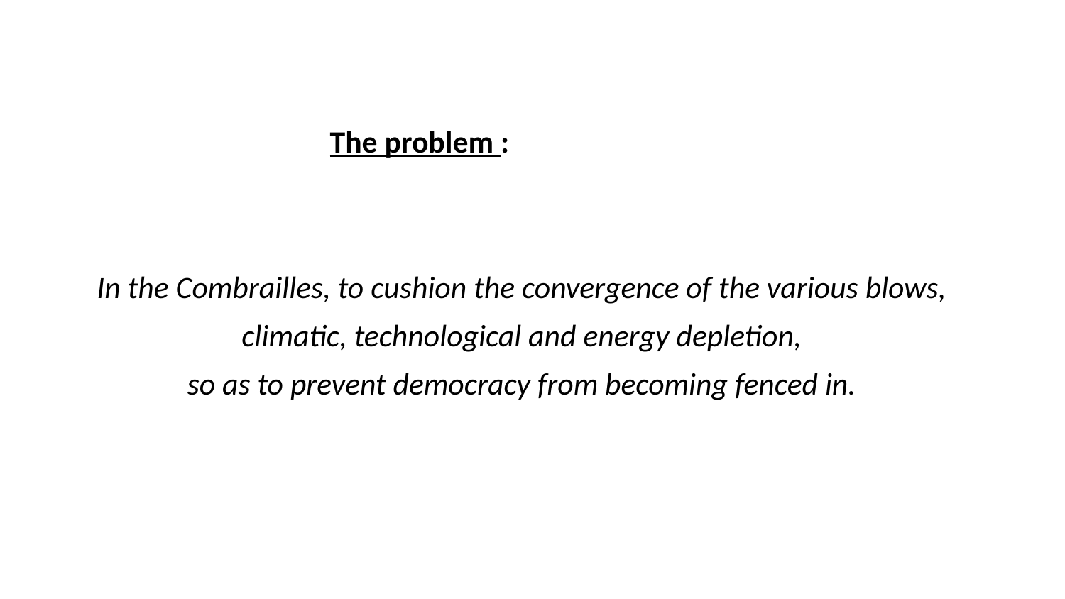**<u>The problem</u> :**

*In the Combrailles, to cushion the convergence of the various blows,*
*climatic, technological and energy depletion,*
*so as to prevent democracy from becoming fenced in.*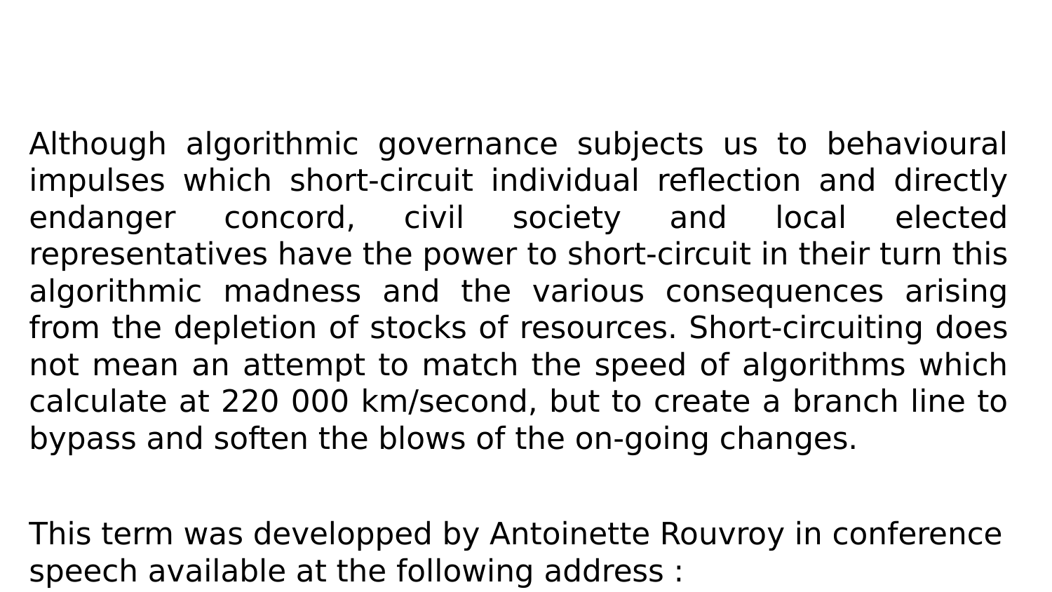Although algorithmic governance subjects us to behavioural impulses which short-circuit individual reflection and directly endanger concord, civil society and local elected representatives have the power to short-circuit in their turn this algorithmic madness and the various consequences arising from the depletion of stocks of resources. Short-circuiting does not mean an attempt to match the speed of algorithms which calculate at 220 000 km/second, but to create a branch line to bypass and soften the blows of the on-going changes.

This term was developped by Antoinette Rouvroy in conference speech available at the following address :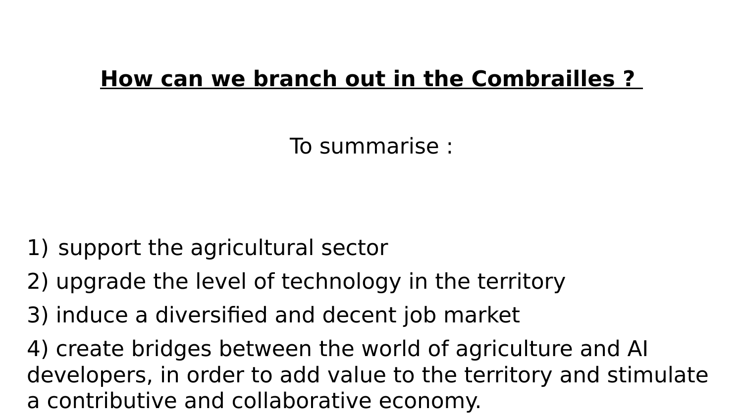## **How can we branch out in the Combrailles ?**

To summarise :

1) support the agricultural sector
2) upgrade the level of technology in the territory
3) induce a diversified and decent job market
4) create bridges between the world of agriculture and AI developers, in order to add value to the territory and stimulate a contributive and collaborative economy.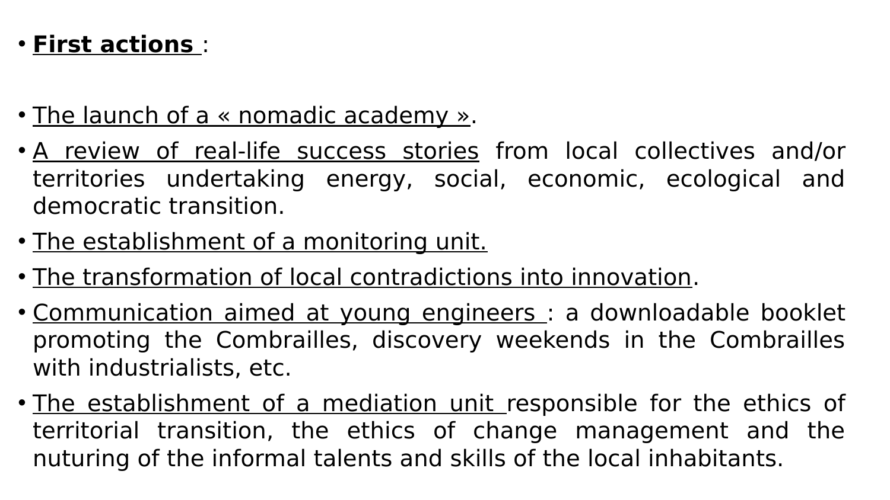- **First actions** :

- The launch of a « nomadic academy ».
- A review of real-life success stories from local collectives and/or territories undertaking energy, social, economic, ecological and democratic transition.
- The establishment of a monitoring unit.
- The transformation of local contradictions into innovation.
- Communication aimed at young engineers : a downloadable booklet promoting the Combrailles, discovery weekends in the Combrailles with industrialists, etc.
- The establishment of a mediation unit responsible for the ethics of territorial transition, the ethics of change management and the nuturing of the informal talents and skills of the local inhabitants.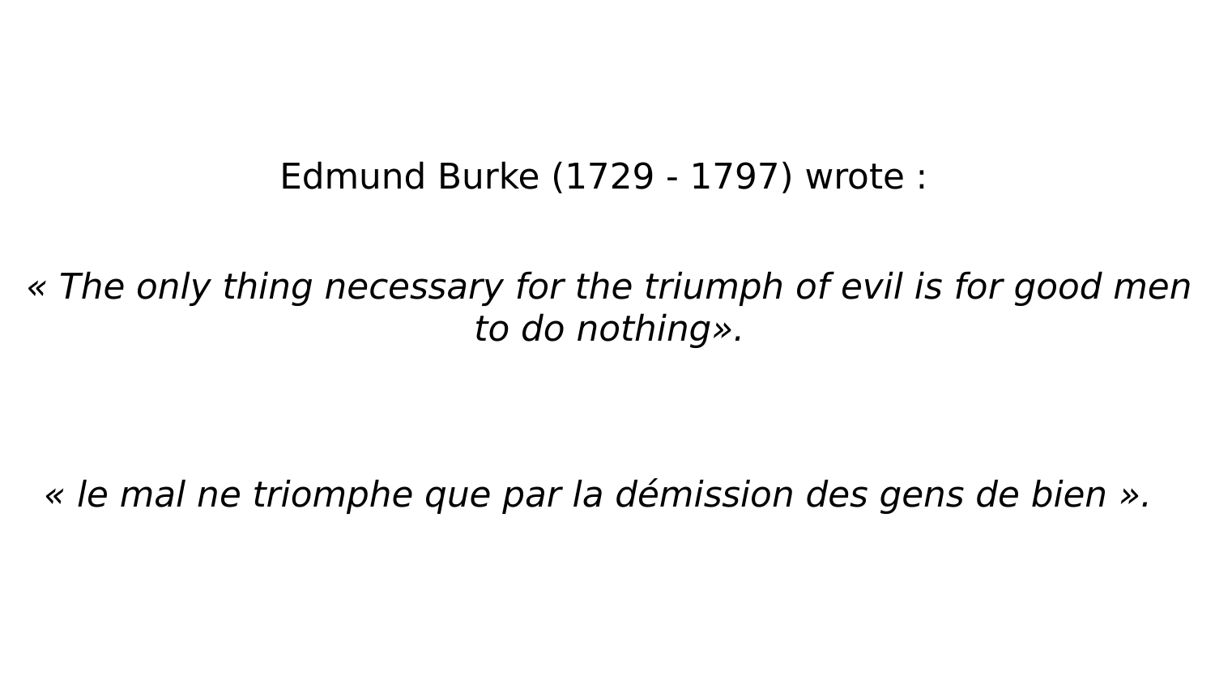Edmund Burke (1729 - 1797) wrote :

*« The only thing necessary for the triumph of evil is for good men to do nothing».*

*« le mal ne triomphe que par la démission des gens de bien ».*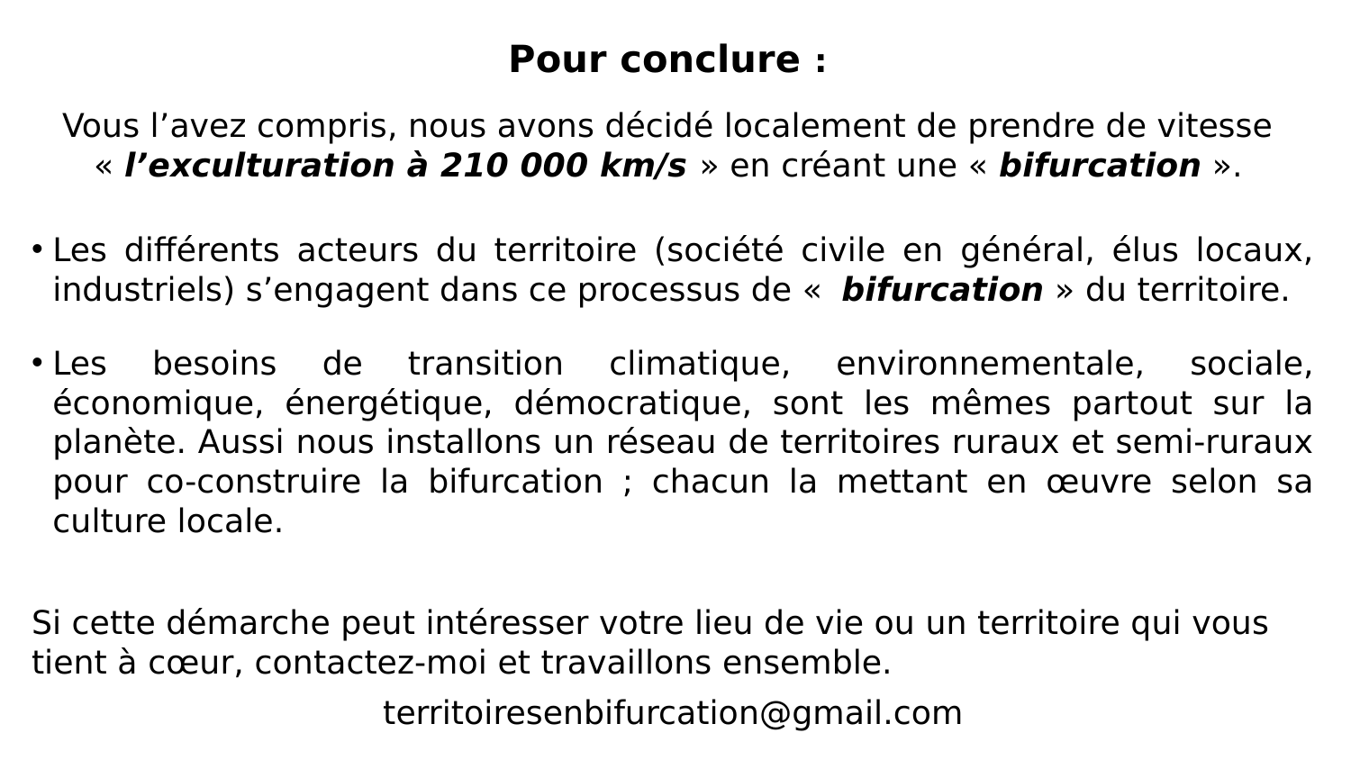## Pour conclure :

Vous l’avez compris, nous avons décidé localement de prendre de vitesse « ***l’exculturation à 210 000 km/s*** » en créant une « ***bifurcation*** ».

- Les différents acteurs du territoire (société civile en général, élus locaux, industriels) s’engagent dans ce processus de « ***bifurcation*** » du territoire.
- Les besoins de transition climatique, environnementale, sociale, économique, énergétique, démocratique, sont les mêmes partout sur la planète. Aussi nous installons un réseau de territoires ruraux et semi-ruraux pour co-construire la bifurcation ; chacun la mettant en œuvre selon sa culture locale.

Si cette démarche peut intéresser votre lieu de vie ou un territoire qui vous tient à cœur, contactez-moi et travaillons ensemble.

territoiresenbifurcation@gmail.com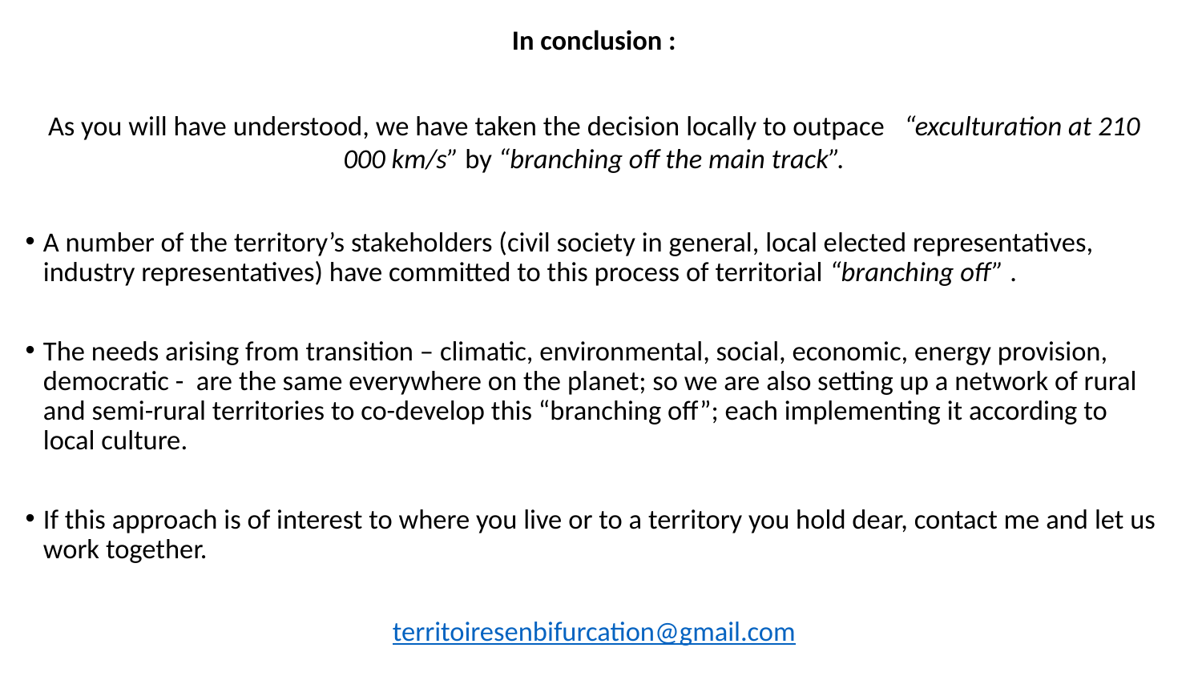**In conclusion :**

As you will have understood, we have taken the decision locally to outpace *"exculturation at 210 000 km/s"* by *"branching off the main track"*.

- A number of the territory's stakeholders (civil society in general, local elected representatives, industry representatives) have committed to this process of territorial *"branching off"* .
- The needs arising from transition – climatic, environmental, social, economic, energy provision, democratic - are the same everywhere on the planet; so we are also setting up a network of rural and semi-rural territories to co-develop this "branching off"; each implementing it according to local culture.
- If this approach is of interest to where you live or to a territory you hold dear, contact me and let us work together.

territoiresenbifurcation@gmail.com